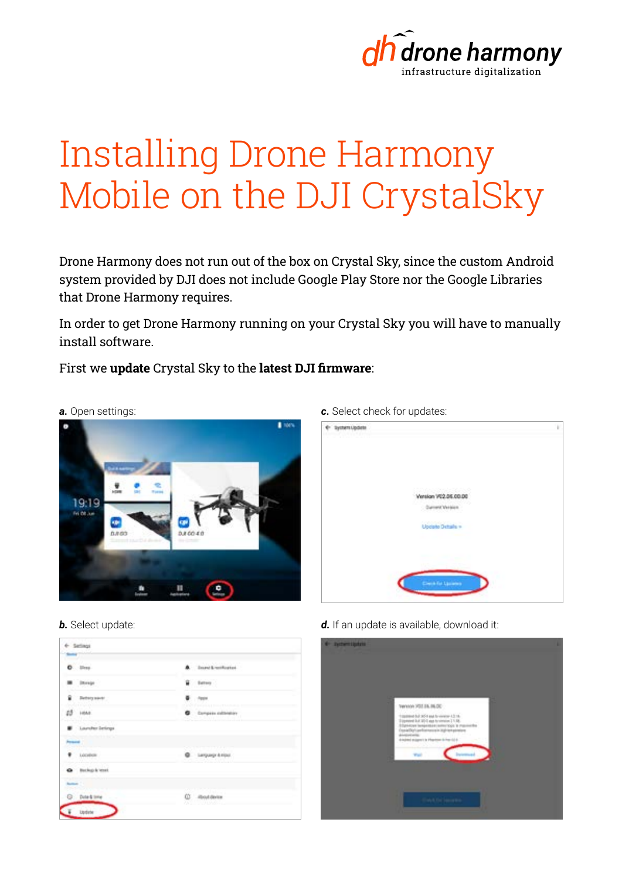# Installing Drone Harmony Mobile on the DJI CrystalSky

Drone Harmony does not run out of the box on Crystal Sky, since the custom Android system provided by DJI does not include Google Play Store nor the Google Libraries that Drone Harmony requires.

In order to get Drone Harmony running on your Crystal Sky you will have to manually install software.

First we **update** Crystal Sky to the **latest DJI firmware**:

***a.*** Open settings:

***b.*** Select update:

***c.*** Select check for updates:

***d.*** If an update is available, download it: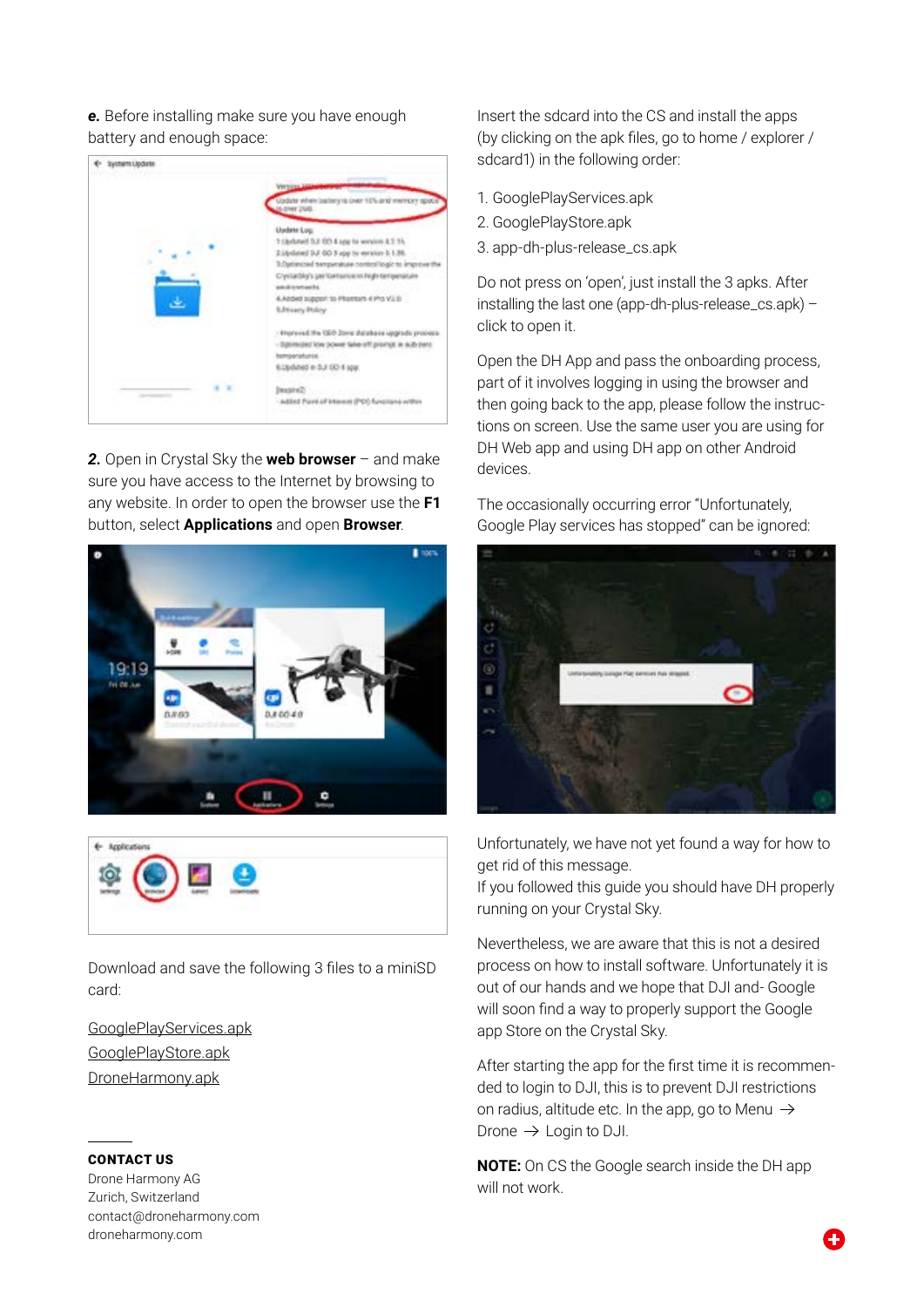***e.*** Before installing make sure you have enough battery and enough space:

***2.*** Open in Crystal Sky the **web browser** – and make sure you have access to the Internet by browsing to any website. In order to open the browser use the **F1** button, select **Applications** and open **Browser**.

Download and save the following 3 files to a miniSD card:

GooglePlayServices.apk
GooglePlayStore.apk
DroneHarmony.apk

**CONTACT US**
Drone Harmony AG
Zurich, Switzerland
contact@droneharmony.com
droneharmony.com

Insert the sdcard into the CS and install the apps (by clicking on the apk files, go to home / explorer / sdcard1) in the following order:

1. GooglePlayServices.apk
2. GooglePlayStore.apk
3. app-dh-plus-release_cs.apk

Do not press on 'open', just install the 3 apks. After installing the last one (app-dh-plus-release_cs.apk) – click to open it.

Open the DH App and pass the onboarding process, part of it involves logging in using the browser and then going back to the app, please follow the instructions on screen. Use the same user you are using for DH Web app and using DH app on other Android devices.

The occasionally occurring error "Unfortunately, Google Play services has stopped" can be ignored:

Unfortunately, we have not yet found a way for how to get rid of this message.
If you followed this guide you should have DH properly running on your Crystal Sky.

Nevertheless, we are aware that this is not a desired process on how to install software. Unfortunately it is out of our hands and we hope that DJI and- Google will soon find a way to properly support the Google app Store on the Crystal Sky.

After starting the app for the first time it is recommended to login to DJI, this is to prevent DJI restrictions on radius, altitude etc. In the app, go to Menu → Drone → Login to DJI.

**NOTE:** On CS the Google search inside the DH app will not work.